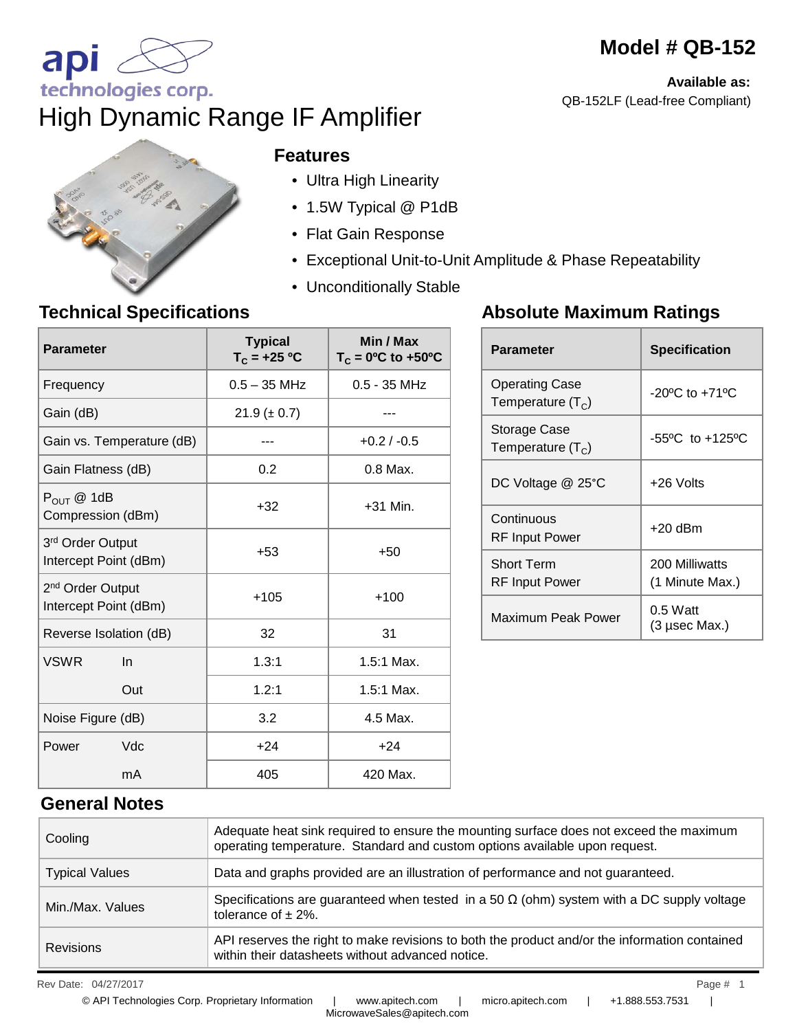# Model # QB-152

**Available as:**
QB-152LF (Lead-free Compliant)

api technologies corp.

# High Dynamic Range IF Amplifier

## Features

- Ultra High Linearity
- 1.5W Typical @ P1dB
- Flat Gain Response
- Exceptional Unit-to-Unit Amplitude & Phase Repeatability
- Unconditionally Stable

## Technical Specifications

| Parameter | Typical $T_C$ = +25 °C | Min / Max $T_C$ = 0ºC to +50ºC |
|---|---|---|
| Frequency | 0.5 – 35 MHz | 0.5 - 35 MHz |
| Gain (dB) | 21.9 (± 0.7) | --- |
| Gain vs. Temperature (dB) | --- | +0.2 / -0.5 |
| Gain Flatness (dB) | 0.2 | 0.8 Max. |
| $P_{OUT}$ @ 1dB Compression (dBm) | +32 | +31 Min. |
| 3rd Order Output Intercept Point (dBm) | +53 | +50 |
| 2nd Order Output Intercept Point (dBm) | +105 | +100 |
| Reverse Isolation (dB) | 32 | 31 |
| VSWR In | 1.3:1 | 1.5:1 Max. |
| VSWR Out | 1.2:1 | 1.5:1 Max. |
| Noise Figure (dB) | 3.2 | 4.5 Max. |
| Power Vdc | +24 | +24 |
| Power mA | 405 | 420 Max. |

## Absolute Maximum Ratings

| Parameter | Specification |
|---|---|
| Operating Case Temperature ($T_C$) | -20ºC to +71ºC |
| Storage Case Temperature ($T_C$) | -55ºC to +125ºC |
| DC Voltage @ 25°C | +26 Volts |
| Continuous RF Input Power | +20 dBm |
| Short Term RF Input Power | 200 Milliwatts (1 Minute Max.) |
| Maximum Peak Power | 0.5 Watt (3 µsec Max.) |

## General Notes

| | |
|---|---|
| Cooling | Adequate heat sink required to ensure the mounting surface does not exceed the maximum operating temperature. Standard and custom options available upon request. |
| Typical Values | Data and graphs provided are an illustration of performance and not guaranteed. |
| Min./Max. Values | Specifications are guaranteed when tested in a 50 Ω (ohm) system with a DC supply voltage tolerance of ± 2%. |
| Revisions | API reserves the right to make revisions to both the product and/or the information contained within their datasheets without advanced notice. |

Rev Date: 04/27/2017

© API Technologies Corp. Proprietary Information | www.apitech.com | micro.apitech.com | +1.888.553.7531 | MicrowaveSales@apitech.com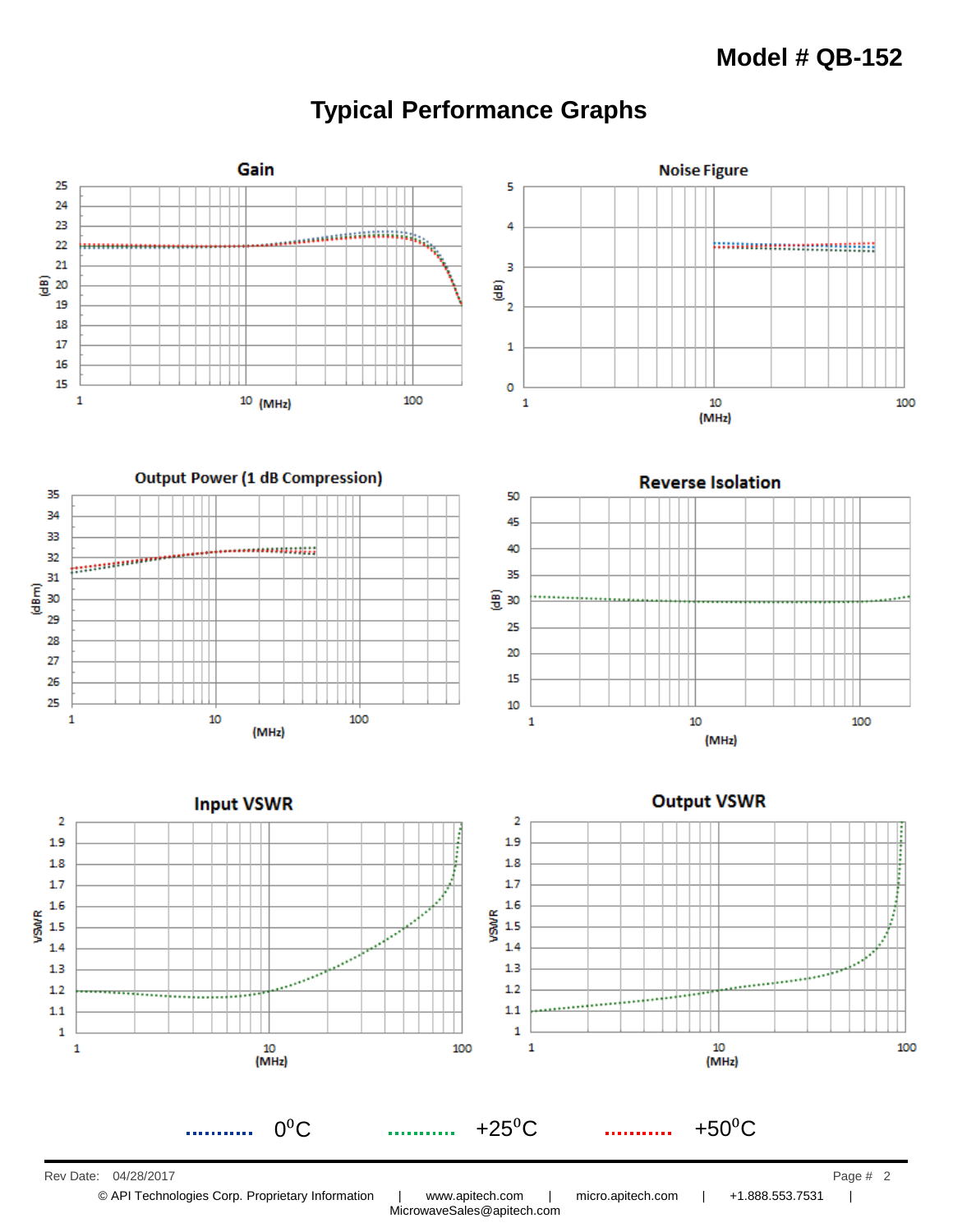# Model # QB-152

## Typical Performance Graphs

### Gain

(dB) vs (MHz)

### Noise Figure

(dB) vs (MHz)

### Output Power (1 dB Compression)

(dBm) vs (MHz)

### Reverse Isolation

(dB) vs (MHz)

### Input VSWR

VSWR vs (MHz)

### Output VSWR

VSWR vs (MHz)

$0^0C$ $+25^0C$ $+50^0C$

Rev Date: 04/28/2017

© API Technologies Corp. Proprietary Information | www.apitech.com | micro.apitech.com | +1.888.553.7531 | MicrowaveSales@apitech.com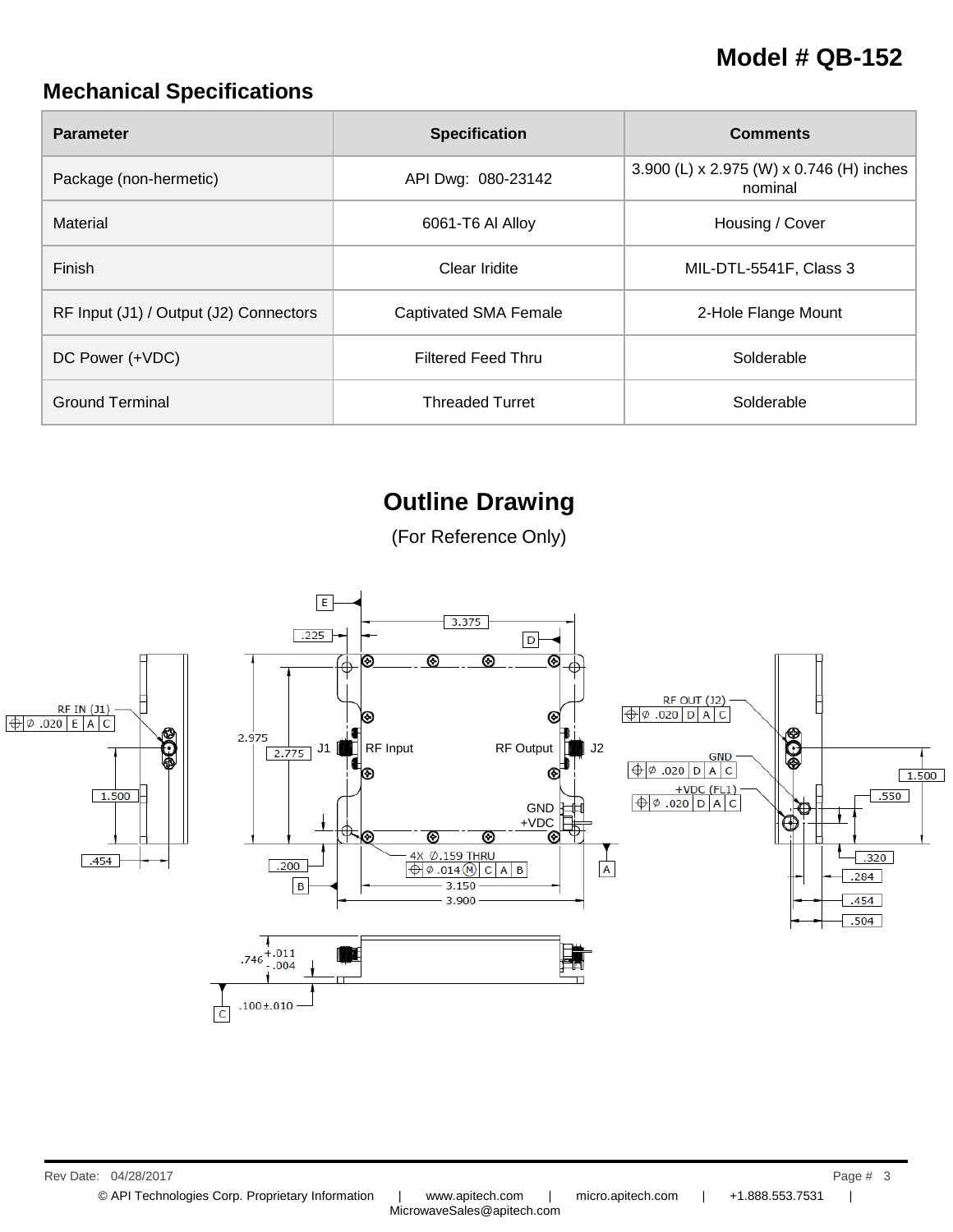# Model # QB-152

## Mechanical Specifications

| Parameter | Specification | Comments |
|---|---|---|
| Package (non-hermetic) | API Dwg: 080-23142 | 3.900 (L) x 2.975 (W) x 0.746 (H) inches nominal |
| Material | 6061-T6 Al Alloy | Housing / Cover |
| Finish | Clear Iridite | MIL-DTL-5541F, Class 3 |
| RF Input (J1) / Output (J2) Connectors | Captivated SMA Female | 2-Hole Flange Mount |
| DC Power (+VDC) | Filtered Feed Thru | Solderable |
| Ground Terminal | Threaded Turret | Solderable |

## Outline Drawing

(For Reference Only)

E
3.375
.225
D
RF IN (J1)
⌖ ∅ .020 | E | A | C
2.975
2.775
J1
RF Input
RF Output
J2
RF OUT (J2)
⌖ ∅ .020 | D | A | C
GND
⌖ ∅ .020 | D | A | C
+VDC (FL1)
⌖ ∅ .020 | D | A | C
1.500
1.500
.550
GND
+VDC
.454
.200
B
4X ∅.159 THRU
⌖ ∅ .014 Ⓜ | C | A | B
A
3.150
3.900
.320
.284
.454
.504
.746 +.011 -.004
C
.100±.010

Rev Date: 04/28/2017

© API Technologies Corp. Proprietary Information | www.apitech.com | micro.apitech.com | +1.888.553.7531 | MicrowaveSales@apitech.com